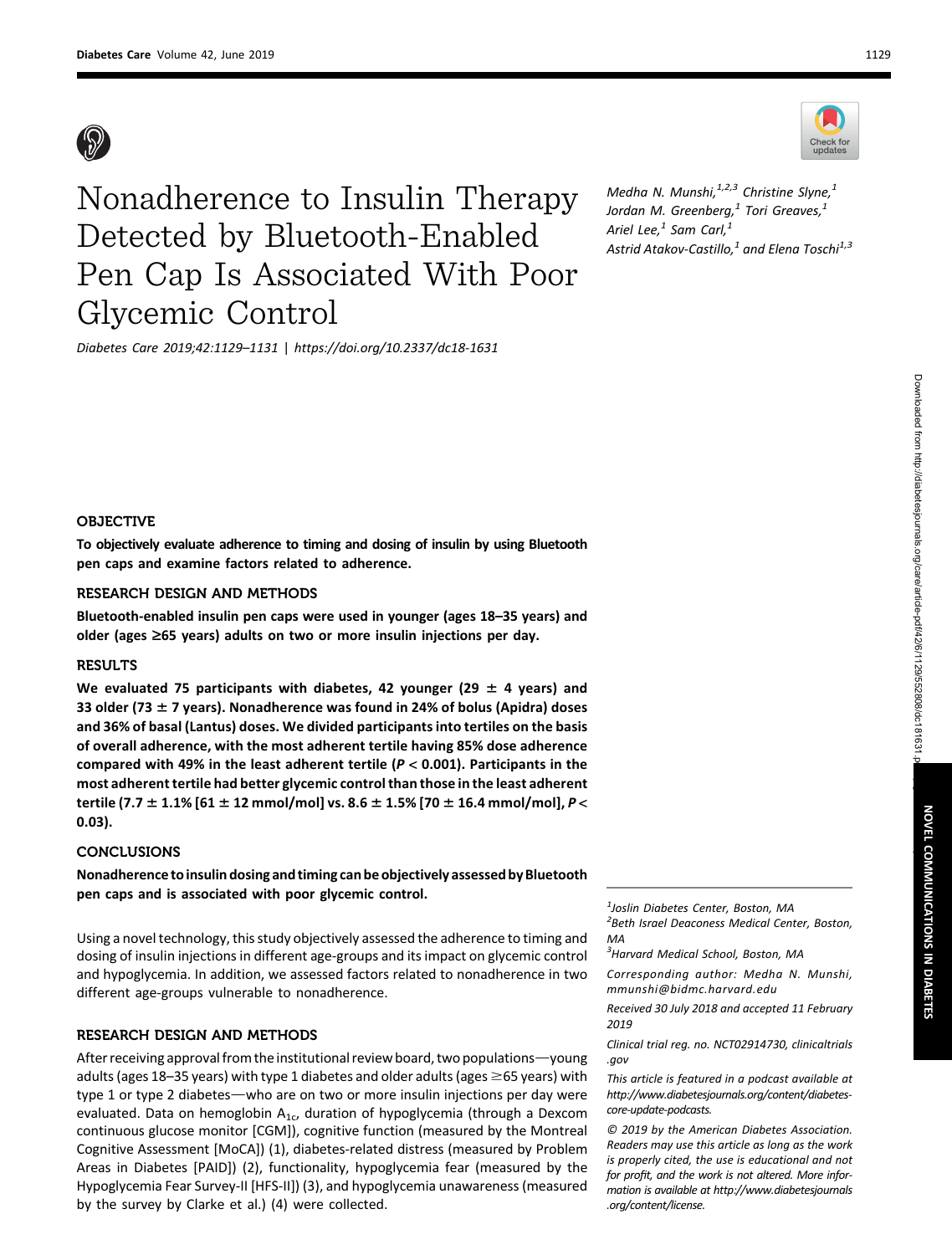# Nonadherence to Insulin Therapy Detected by Bluetooth-Enabled Pen Cap Is Associated With Poor Glycemic Control

*Diabetes Care* 2019;42:1129–1131 | https://doi.org/10.2337/dc18-1631

*Medha N. Munshi,[1,2,3] Christine Slyne,[1] Jordan M. Greenberg,[1] Tori Greaves,[1] Ariel Lee,[1] Sam Carl,[1] Astrid Atakov-Castillo,[1] and Elena Toschi[1,3]*

## OBJECTIVE

**To objectively evaluate adherence to timing and dosing of insulin by using Bluetooth pen caps and examine factors related to adherence.**

## RESEARCH DESIGN AND METHODS

**Bluetooth-enabled insulin pen caps were used in younger (ages 18–35 years) and older (ages ≥65 years) adults on two or more insulin injections per day.**

## RESULTS

**We evaluated 75 participants with diabetes, 42 younger (29 ± 4 years) and 33 older (73 ± 7 years). Nonadherence was found in 24% of bolus (Apidra) doses and 36% of basal (Lantus) doses. We divided participants into tertiles on the basis of overall adherence, with the most adherent tertile having 85% dose adherence compared with 49% in the least adherent tertile ($P < 0.001$). Participants in the most adherent tertile had better glycemic control than those in the least adherent tertile (7.7 ± 1.1% [61 ± 12 mmol/mol] vs. 8.6 ± 1.5% [70 ± 16.4 mmol/mol], $P < 0.03$).**

## CONCLUSIONS

**Nonadherence to insulin dosing and timing can be objectively assessed by Bluetooth pen caps and is associated with poor glycemic control.**

Using a novel technology, this study objectively assessed the adherence to timing and dosing of insulin injections in different age-groups and its impact on glycemic control and hypoglycemia. In addition, we assessed factors related to nonadherence in two different age-groups vulnerable to nonadherence.

## RESEARCH DESIGN AND METHODS

After receiving approval from the institutional review board, two populations—young adults (ages 18–35 years) with type 1 diabetes and older adults (ages ≥65 years) with type 1 or type 2 diabetes—who are on two or more insulin injections per day were evaluated. Data on hemoglobin $A_{1c}$, duration of hypoglycemia (through a Dexcom continuous glucose monitor [CGM]), cognitive function (measured by the Montreal Cognitive Assessment [MoCA]) (1), diabetes-related distress (measured by Problem Areas in Diabetes [PAID]) (2), functionality, hypoglycemia fear (measured by the Hypoglycemia Fear Survey-II [HFS-II]) (3), and hypoglycemia unawareness (measured by the survey by Clarke et al.) (4) were collected.

[1]Joslin Diabetes Center, Boston, MA
[2]Beth Israel Deaconess Medical Center, Boston, MA
[3]Harvard Medical School, Boston, MA

Corresponding author: Medha N. Munshi, mmunshi@bidmc.harvard.edu

Received 30 July 2018 and accepted 11 February 2019

Clinical trial reg. no. NCT02914730, clinicaltrials.gov

This article is featured in a podcast available at http://www.diabetesjournals.org/content/diabetes-core-update-podcasts.

© 2019 by the American Diabetes Association. Readers may use this article as long as the work is properly cited, the use is educational and not for profit, and the work is not altered. More information is available at http://www.diabetesjournals.org/content/license.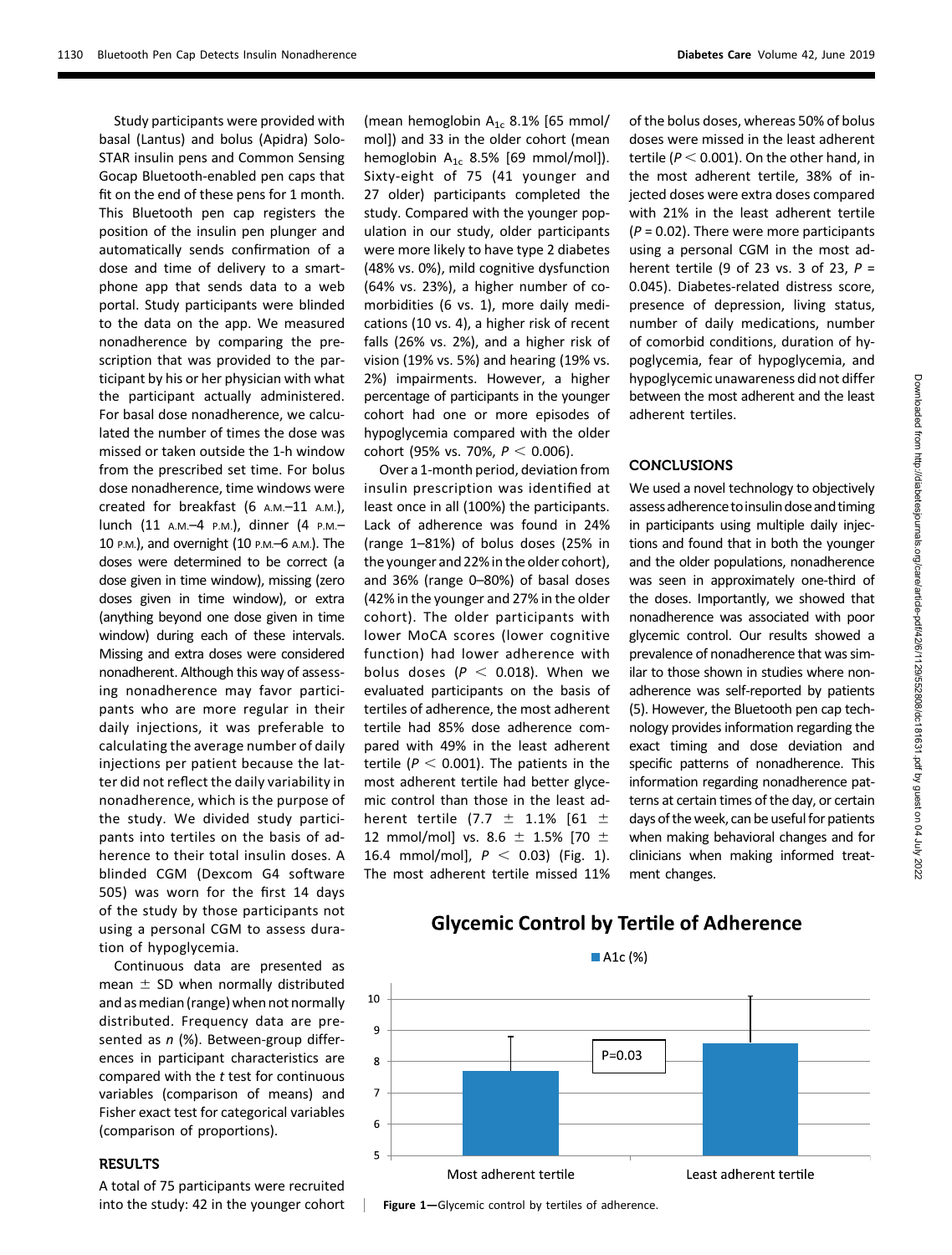Study participants were provided with basal (Lantus) and bolus (Apidra) SoloSTAR insulin pens and Common Sensing Gocap Bluetooth-enabled pen caps that fit on the end of these pens for 1 month. This Bluetooth pen cap registers the position of the insulin pen plunger and automatically sends confirmation of a dose and time of delivery to a smartphone app that sends data to a web portal. Study participants were blinded to the data on the app. We measured nonadherence by comparing the prescription that was provided to the participant by his or her physician with what the participant actually administered. For basal dose nonadherence, we calculated the number of times the dose was missed or taken outside the 1-h window from the prescribed set time. For bolus dose nonadherence, time windows were created for breakfast (6 A.M.–11 A.M.), lunch (11 A.M.–4 P.M.), dinner (4 P.M.–10 P.M.), and overnight (10 P.M.–6 A.M.). The doses were determined to be correct (a dose given in time window), missing (zero doses given in time window), or extra (anything beyond one dose given in time window) during each of these intervals. Missing and extra doses were considered nonadherent. Although this way of assessing nonadherence may favor participants who are more regular in their daily injections, it was preferable to calculating the average number of daily injections per patient because the latter did not reflect the daily variability in nonadherence, which is the purpose of the study. We divided study participants into tertiles on the basis of adherence to their total insulin doses. A blinded CGM (Dexcom G4 software 505) was worn for the first 14 days of the study by those participants not using a personal CGM to assess duration of hypoglycemia.

Continuous data are presented as mean ± SD when normally distributed and as median (range) when not normally distributed. Frequency data are presented as *n* (%). Between-group differences in participant characteristics are compared with the *t* test for continuous variables (comparison of means) and Fisher exact test for categorical variables (comparison of proportions).

## RESULTS

A total of 75 participants were recruited into the study: 42 in the younger cohort (mean hemoglobin $A_{1c}$ 8.1% [65 mmol/mol]) and 33 in the older cohort (mean hemoglobin $A_{1c}$ 8.5% [69 mmol/mol]). Sixty-eight of 75 (41 younger and 27 older) participants completed the study. Compared with the younger population in our study, older participants were more likely to have type 2 diabetes (48% vs. 0%), mild cognitive dysfunction (64% vs. 23%), a higher number of comorbidities (6 vs. 1), more daily medications (10 vs. 4), a higher risk of recent falls (26% vs. 2%), and a higher risk of vision (19% vs. 5%) and hearing (19% vs. 2%) impairments. However, a higher percentage of participants in the younger cohort had one or more episodes of hypoglycemia compared with the older cohort (95% vs. 70%, $P < 0.006$).

Over a 1-month period, deviation from insulin prescription was identified at least once in all (100%) the participants. Lack of adherence was found in 24% (range 1–81%) of bolus doses (25% in the younger and 22% in the older cohort), and 36% (range 0–80%) of basal doses (42% in the younger and 27% in the older cohort). The older participants with lower MoCA scores (lower cognitive function) had lower adherence with bolus doses ($P < 0.018$). When we evaluated participants on the basis of tertiles of adherence, the most adherent tertile had 85% dose adherence compared with 49% in the least adherent tertile ($P < 0.001$). The patients in the most adherent tertile had better glycemic control than those in the least adherent tertile (7.7 ± 1.1% [61 ± 12 mmol/mol] vs. 8.6 ± 1.5% [70 ± 16.4 mmol/mol], $P < 0.03$) (Fig. 1). The most adherent tertile missed 11% of the bolus doses, whereas 50% of bolus doses were missed in the least adherent tertile ($P < 0.001$). On the other hand, in the most adherent tertile, 38% of injected doses were extra doses compared with 21% in the least adherent tertile ($P = 0.02$). There were more participants using a personal CGM in the most adherent tertile (9 of 23 vs. 3 of 23, $P = 0.045$). Diabetes-related distress score, presence of depression, living status, number of daily medications, number of comorbid conditions, duration of hypoglycemia, fear of hypoglycemia, and hypoglycemic unawareness did not differ between the most adherent and the least adherent tertiles.

## CONCLUSIONS

We used a novel technology to objectively assess adherence to insulin dose and timing in participants using multiple daily injections and found that in both the younger and the older populations, nonadherence was seen in approximately one-third of the doses. Importantly, we showed that nonadherence was associated with poor glycemic control. Our results showed a prevalence of nonadherence that was similar to those shown in studies where nonadherence was self-reported by patients (5). However, the Bluetooth pen cap technology provides information regarding the exact timing and dose deviation and specific patterns of nonadherence. This information regarding nonadherence patterns at certain times of the day, or certain days of the week, can be useful for patients when making behavioral changes and for clinicians when making informed treatment changes.

**Glycemic Control by Tertile of Adherence**

| | A1c (%) |
|---|---|
| Most adherent tertile | 7.7 |
| Least adherent tertile | 8.6 |

P=0.03

**Figure 1**—Glycemic control by tertiles of adherence.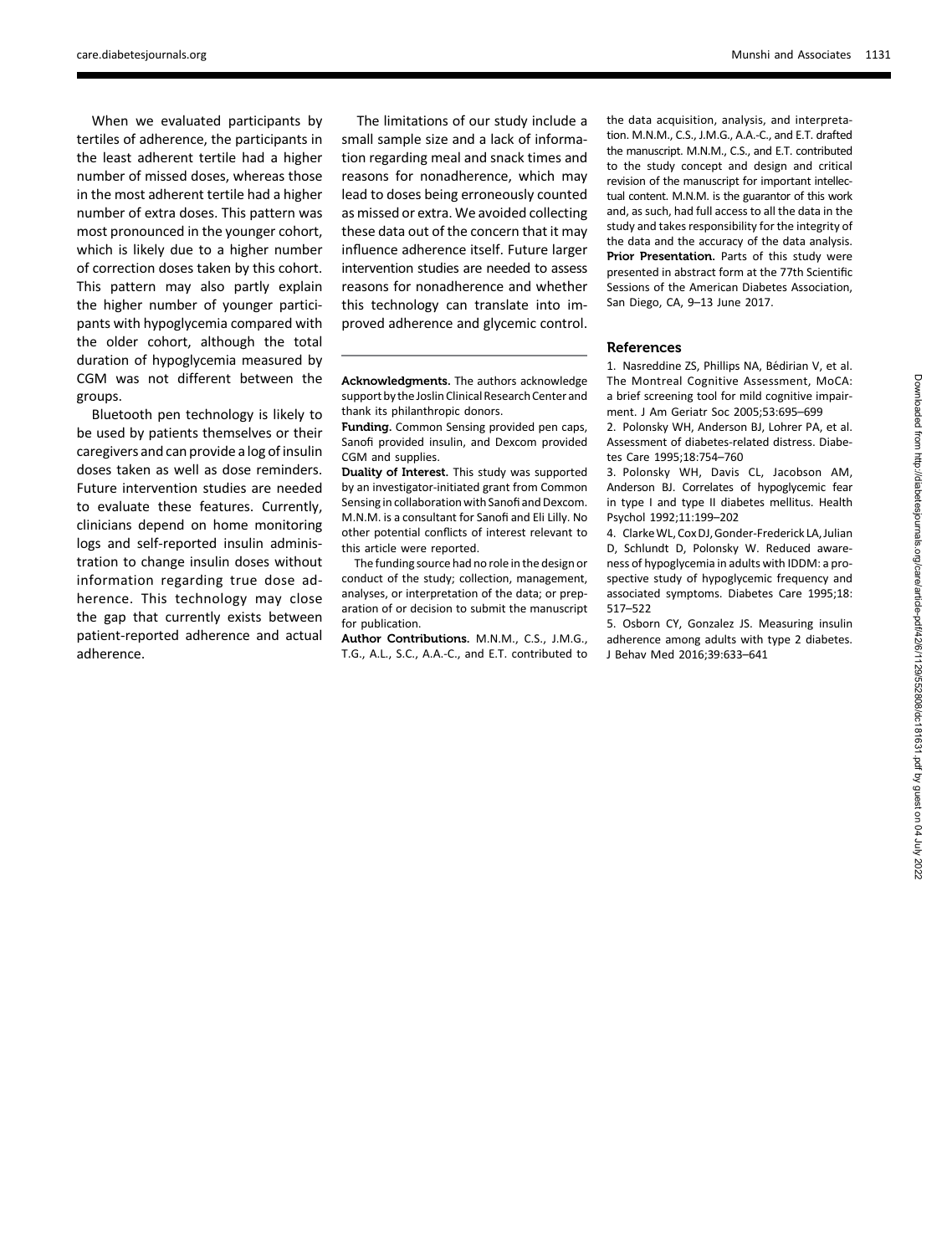When we evaluated participants by tertiles of adherence, the participants in the least adherent tertile had a higher number of missed doses, whereas those in the most adherent tertile had a higher number of extra doses. This pattern was most pronounced in the younger cohort, which is likely due to a higher number of correction doses taken by this cohort. This pattern may also partly explain the higher number of younger participants with hypoglycemia compared with the older cohort, although the total duration of hypoglycemia measured by CGM was not different between the groups.

Bluetooth pen technology is likely to be used by patients themselves or their caregivers and can provide a log of insulin doses taken as well as dose reminders. Future intervention studies are needed to evaluate these features. Currently, clinicians depend on home monitoring logs and self-reported insulin administration to change insulin doses without information regarding true dose adherence. This technology may close the gap that currently exists between patient-reported adherence and actual adherence.

The limitations of our study include a small sample size and a lack of information regarding meal and snack times and reasons for nonadherence, which may lead to doses being erroneously counted as missed or extra. We avoided collecting these data out of the concern that it may influence adherence itself. Future larger intervention studies are needed to assess reasons for nonadherence and whether this technology can translate into improved adherence and glycemic control.

**Acknowledgments.** The authors acknowledge support by the Joslin Clinical Research Center and thank its philanthropic donors.

**Funding.** Common Sensing provided pen caps, Sanofi provided insulin, and Dexcom provided CGM and supplies.

**Duality of Interest.** This study was supported by an investigator-initiated grant from Common Sensing in collaboration with Sanofi and Dexcom. M.N.M. is a consultant for Sanofi and Eli Lilly. No other potential conflicts of interest relevant to this article were reported.

The funding source had no role in the design or conduct of the study; collection, management, analyses, or interpretation of the data; or preparation of or decision to submit the manuscript for publication.

**Author Contributions.** M.N.M., C.S., J.M.G., T.G., A.L., S.C., A.A.-C., and E.T. contributed to the data acquisition, analysis, and interpretation. M.N.M., C.S., J.M.G., A.A.-C., and E.T. drafted the manuscript. M.N.M., C.S., and E.T. contributed to the study concept and design and critical revision of the manuscript for important intellectual content. M.N.M. is the guarantor of this work and, as such, had full access to all the data in the study and takes responsibility for the integrity of the data and the accuracy of the data analysis.

**Prior Presentation.** Parts of this study were presented in abstract form at the 77th Scientific Sessions of the American Diabetes Association, San Diego, CA, 9–13 June 2017.

## References

1. Nasreddine ZS, Phillips NA, Bédirian V, et al. The Montreal Cognitive Assessment, MoCA: a brief screening tool for mild cognitive impairment. J Am Geriatr Soc 2005;53:695–699
2. Polonsky WH, Anderson BJ, Lohrer PA, et al. Assessment of diabetes-related distress. Diabetes Care 1995;18:754–760
3. Polonsky WH, Davis CL, Jacobson AM, Anderson BJ. Correlates of hypoglycemic fear in type I and type II diabetes mellitus. Health Psychol 1992;11:199–202
4. Clarke WL, Cox DJ, Gonder-Frederick LA, Julian D, Schlundt D, Polonsky W. Reduced awareness of hypoglycemia in adults with IDDM: a prospective study of hypoglycemic frequency and associated symptoms. Diabetes Care 1995;18:517–522
5. Osborn CY, Gonzalez JS. Measuring insulin adherence among adults with type 2 diabetes. J Behav Med 2016;39:633–641